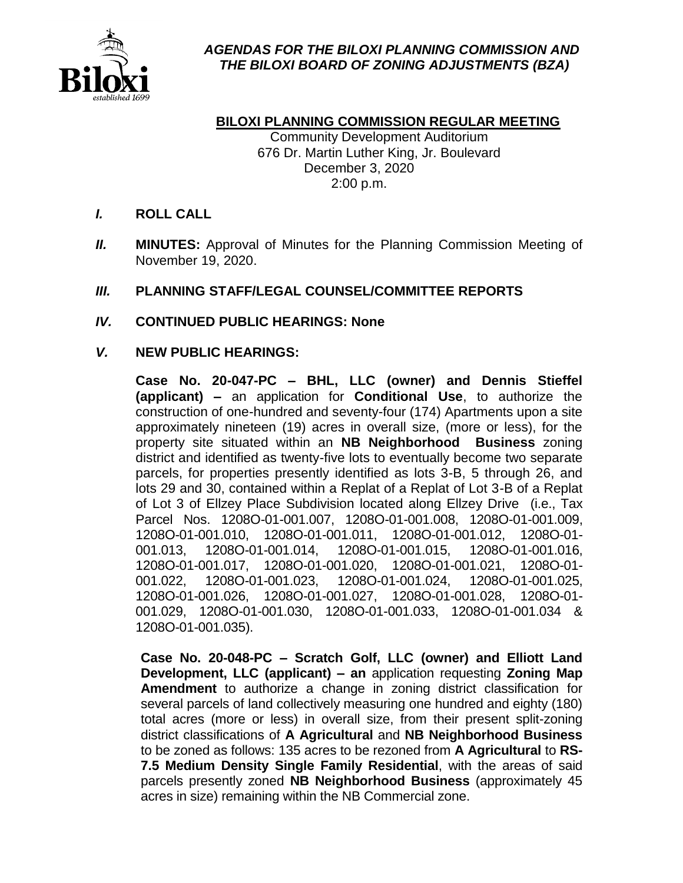Biloxi
established 1699

***AGENDAS FOR THE BILOXI PLANNING COMMISSION AND THE BILOXI BOARD OF ZONING ADJUSTMENTS (BZA)***

## BILOXI PLANNING COMMISSION REGULAR MEETING

Community Development Auditorium
676 Dr. Martin Luther King, Jr. Boulevard
December 3, 2020
2:00 p.m.

***I.*** **ROLL CALL**

***II.*** **MINUTES:** Approval of Minutes for the Planning Commission Meeting of November 19, 2020.

***III.*** **PLANNING STAFF/LEGAL COUNSEL/COMMITTEE REPORTS**

***IV.*** **CONTINUED PUBLIC HEARINGS: None**

***V.*** **NEW PUBLIC HEARINGS:**

**Case No. 20-047-PC – BHL, LLC (owner) and Dennis Stieffel (applicant) –** an application for **Conditional Use**, to authorize the construction of one-hundred and seventy-four (174) Apartments upon a site approximately nineteen (19) acres in overall size, (more or less), for the property site situated within an **NB Neighborhood Business** zoning district and identified as twenty-five lots to eventually become two separate parcels, for properties presently identified as lots 3-B, 5 through 26, and lots 29 and 30, contained within a Replat of a Replat of Lot 3-B of a Replat of Lot 3 of Ellzey Place Subdivision located along Ellzey Drive (i.e., Tax Parcel Nos. 1208O-01-001.007, 1208O-01-001.008, 1208O-01-001.009, 1208O-01-001.010, 1208O-01-001.011, 1208O-01-001.012, 1208O-01-001.013, 1208O-01-001.014, 1208O-01-001.015, 1208O-01-001.016, 1208O-01-001.017, 1208O-01-001.020, 1208O-01-001.021, 1208O-01-001.022, 1208O-01-001.023, 1208O-01-001.024, 1208O-01-001.025, 1208O-01-001.026, 1208O-01-001.027, 1208O-01-001.028, 1208O-01-001.029, 1208O-01-001.030, 1208O-01-001.033, 1208O-01-001.034 & 1208O-01-001.035).

**Case No. 20-048-PC – Scratch Golf, LLC (owner) and Elliott Land Development, LLC (applicant) – an** application requesting **Zoning Map Amendment** to authorize a change in zoning district classification for several parcels of land collectively measuring one hundred and eighty (180) total acres (more or less) in overall size, from their present split-zoning district classifications of **A Agricultural** and **NB Neighborhood Business** to be zoned as follows: 135 acres to be rezoned from **A Agricultural** to **RS-7.5 Medium Density Single Family Residential**, with the areas of said parcels presently zoned **NB Neighborhood Business** (approximately 45 acres in size) remaining within the NB Commercial zone.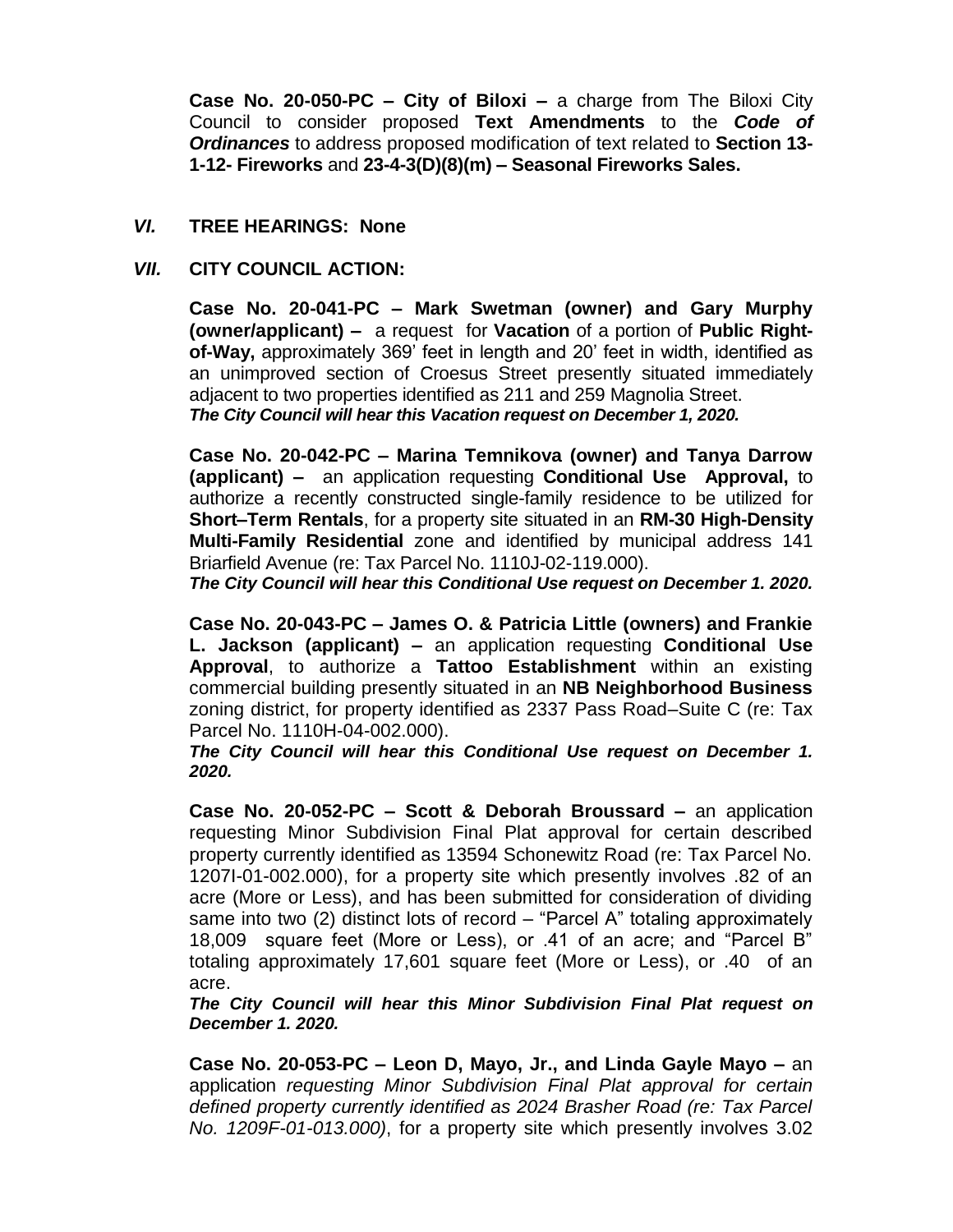**Case No. 20-050-PC – City of Biloxi –** a charge from The Biloxi City Council to consider proposed **Text Amendments** to the ***Code of Ordinances*** to address proposed modification of text related to **Section 13-1-12- Fireworks** and **23-4-3(D)(8)(m) – Seasonal Fireworks Sales.**

## *VI.* TREE HEARINGS: None

## *VII.* CITY COUNCIL ACTION:

**Case No. 20-041-PC – Mark Swetman (owner) and Gary Murphy (owner/applicant) –** a request for **Vacation** of a portion of **Public Right-of-Way,** approximately 369' feet in length and 20' feet in width, identified as an unimproved section of Croesus Street presently situated immediately adjacent to two properties identified as 211 and 259 Magnolia Street.
***The City Council will hear this Vacation request on December 1, 2020.***

**Case No. 20-042-PC – Marina Temnikova (owner) and Tanya Darrow (applicant) –** an application requesting **Conditional Use Approval,** to authorize a recently constructed single-family residence to be utilized for **Short–Term Rentals**, for a property site situated in an **RM-30 High-Density Multi-Family Residential** zone and identified by municipal address 141 Briarfield Avenue (re: Tax Parcel No. 1110J-02-119.000).
***The City Council will hear this Conditional Use request on December 1. 2020.***

**Case No. 20-043-PC – James O. & Patricia Little (owners) and Frankie L. Jackson (applicant) –** an application requesting **Conditional Use Approval**, to authorize a **Tattoo Establishment** within an existing commercial building presently situated in an **NB Neighborhood Business** zoning district, for property identified as 2337 Pass Road–Suite C (re: Tax Parcel No. 1110H-04-002.000).
***The City Council will hear this Conditional Use request on December 1. 2020.***

**Case No. 20-052-PC – Scott & Deborah Broussard –** an application requesting Minor Subdivision Final Plat approval for certain described property currently identified as 13594 Schonewitz Road (re: Tax Parcel No. 1207I-01-002.000), for a property site which presently involves .82 of an acre (More or Less), and has been submitted for consideration of dividing same into two (2) distinct lots of record – "Parcel A" totaling approximately 18,009 square feet (More or Less), or .41 of an acre; and "Parcel B" totaling approximately 17,601 square feet (More or Less), or .40 of an acre.
***The City Council will hear this Minor Subdivision Final Plat request on December 1. 2020.***

**Case No. 20-053-PC – Leon D, Mayo, Jr., and Linda Gayle Mayo –** an application *requesting Minor Subdivision Final Plat approval for certain defined property currently identified as 2024 Brasher Road (re: Tax Parcel No. 1209F-01-013.000)*, for a property site which presently involves 3.02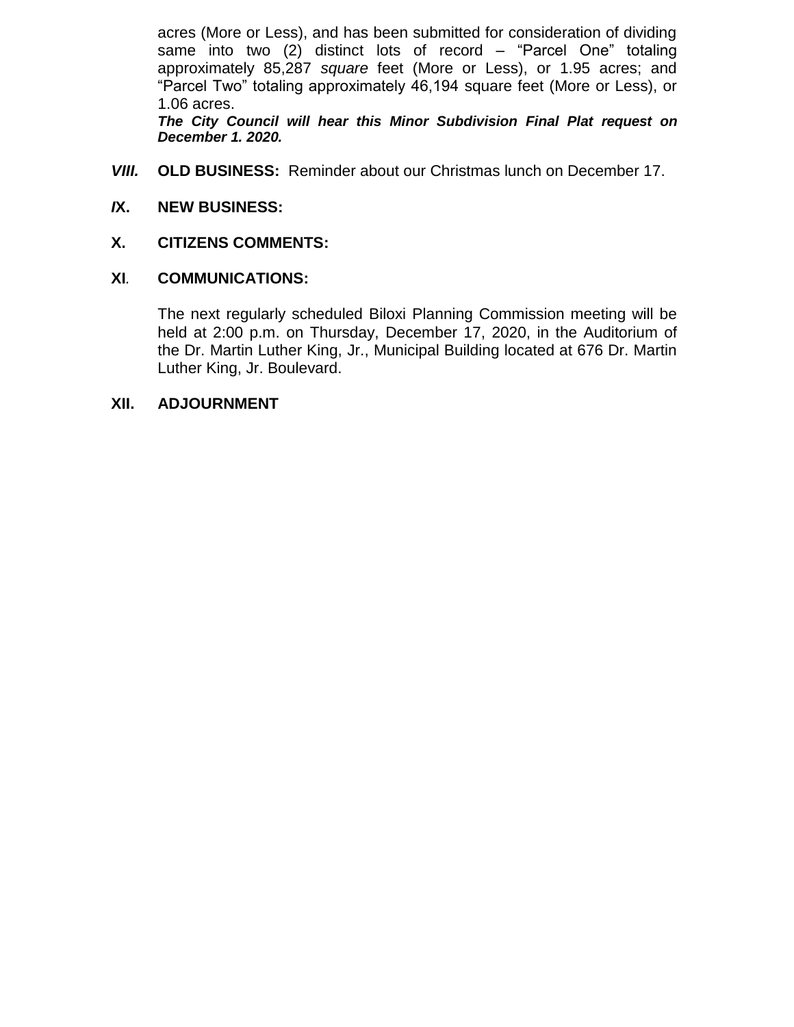acres (More or Less), and has been submitted for consideration of dividing same into two (2) distinct lots of record – "Parcel One" totaling approximately 85,287 *square* feet (More or Less), or 1.95 acres; and "Parcel Two" totaling approximately 46,194 square feet (More or Less), or 1.06 acres.

***The City Council will hear this Minor Subdivision Final Plat request on December 1. 2020.***

***VIII.*** **OLD BUSINESS:** Reminder about our Christmas lunch on December 17.

***I*X. NEW BUSINESS:**

**X. CITIZENS COMMENTS:**

**XI*.* COMMUNICATIONS:**

The next regularly scheduled Biloxi Planning Commission meeting will be held at 2:00 p.m. on Thursday, December 17, 2020, in the Auditorium of the Dr. Martin Luther King, Jr., Municipal Building located at 676 Dr. Martin Luther King, Jr. Boulevard.

**XII. ADJOURNMENT**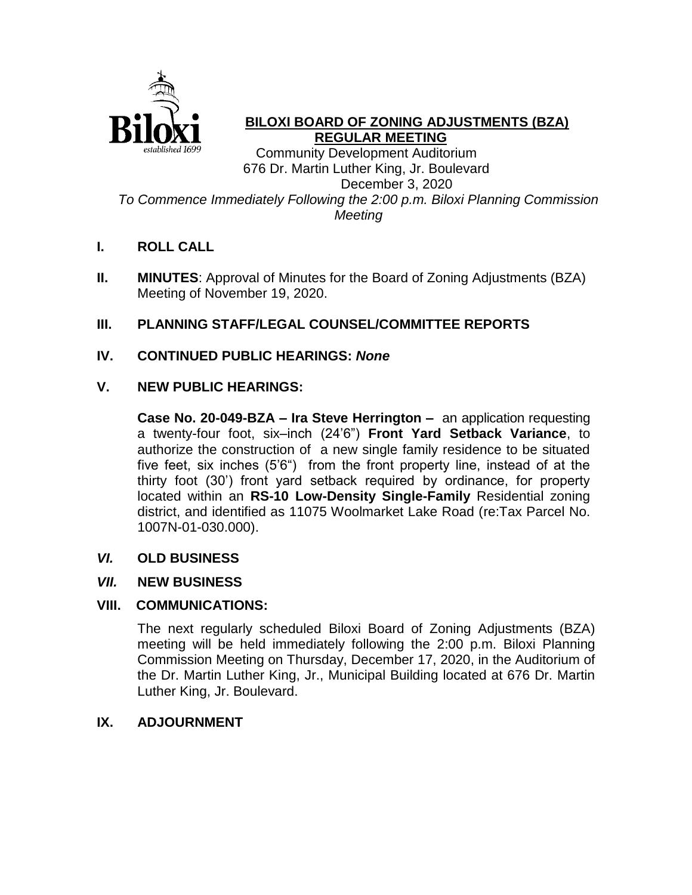# BILOXI BOARD OF ZONING ADJUSTMENTS (BZA) REGULAR MEETING

Community Development Auditorium
676 Dr. Martin Luther King, Jr. Boulevard
December 3, 2020

*To Commence Immediately Following the 2:00 p.m. Biloxi Planning Commission Meeting*

**I. ROLL CALL**

**II. MINUTES**: Approval of Minutes for the Board of Zoning Adjustments (BZA) Meeting of November 19, 2020.

**III. PLANNING STAFF/LEGAL COUNSEL/COMMITTEE REPORTS**

**IV. CONTINUED PUBLIC HEARINGS: *None***

**V. NEW PUBLIC HEARINGS:**

**Case No. 20-049-BZA – Ira Steve Herrington –** an application requesting a twenty-four foot, six–inch (24'6") **Front Yard Setback Variance**, to authorize the construction of a new single family residence to be situated five feet, six inches (5'6") from the front property line, instead of at the thirty foot (30') front yard setback required by ordinance, for property located within an **RS-10 Low-Density Single-Family** Residential zoning district, and identified as 11075 Woolmarket Lake Road (re:Tax Parcel No. 1007N-01-030.000).

***VI.* OLD BUSINESS**

***VII.* NEW BUSINESS**

**VIII. COMMUNICATIONS:**

The next regularly scheduled Biloxi Board of Zoning Adjustments (BZA) meeting will be held immediately following the 2:00 p.m. Biloxi Planning Commission Meeting on Thursday, December 17, 2020, in the Auditorium of the Dr. Martin Luther King, Jr., Municipal Building located at 676 Dr. Martin Luther King, Jr. Boulevard.

**IX. ADJOURNMENT**